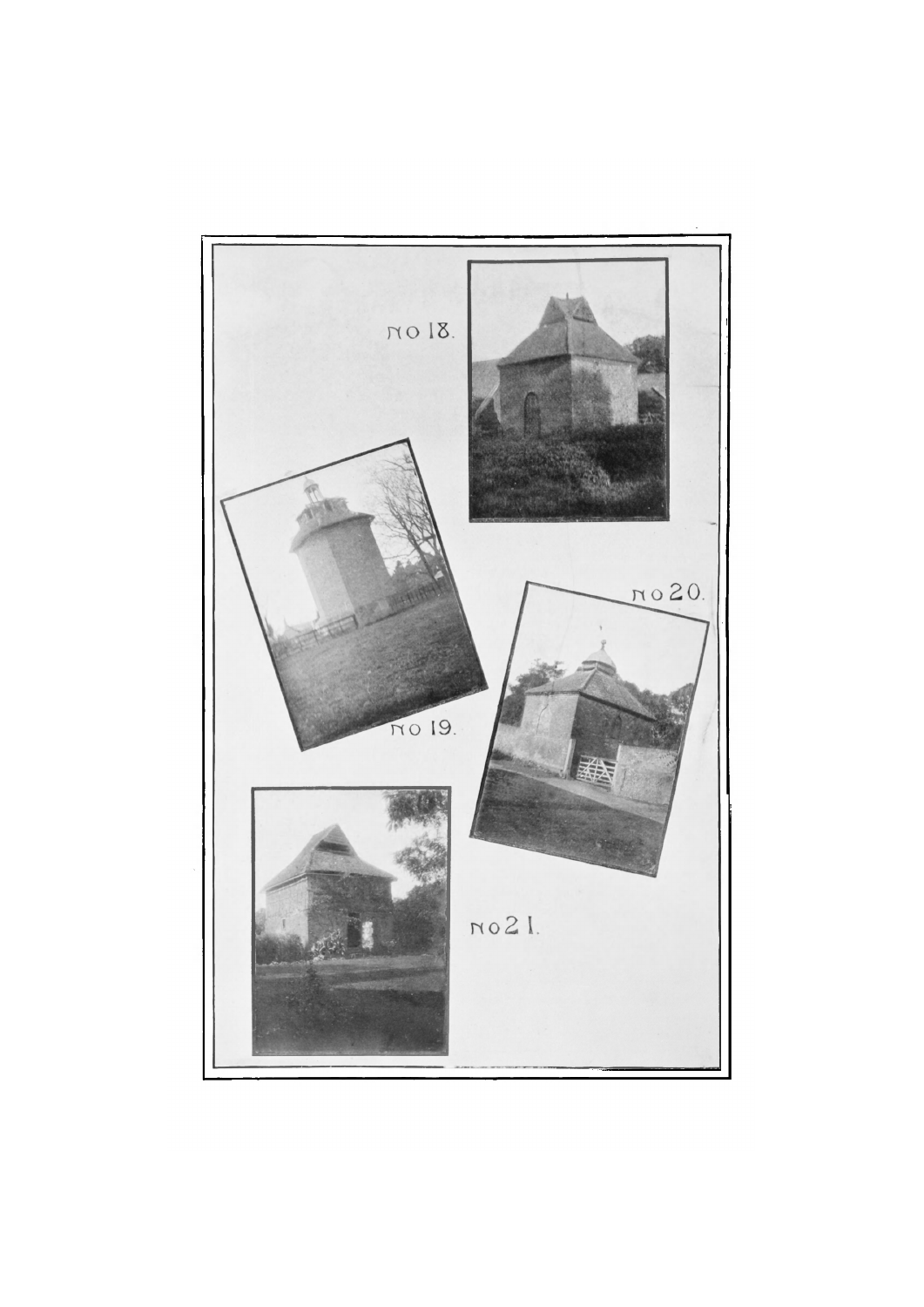No 18.

No 19.

No 20.

No 21.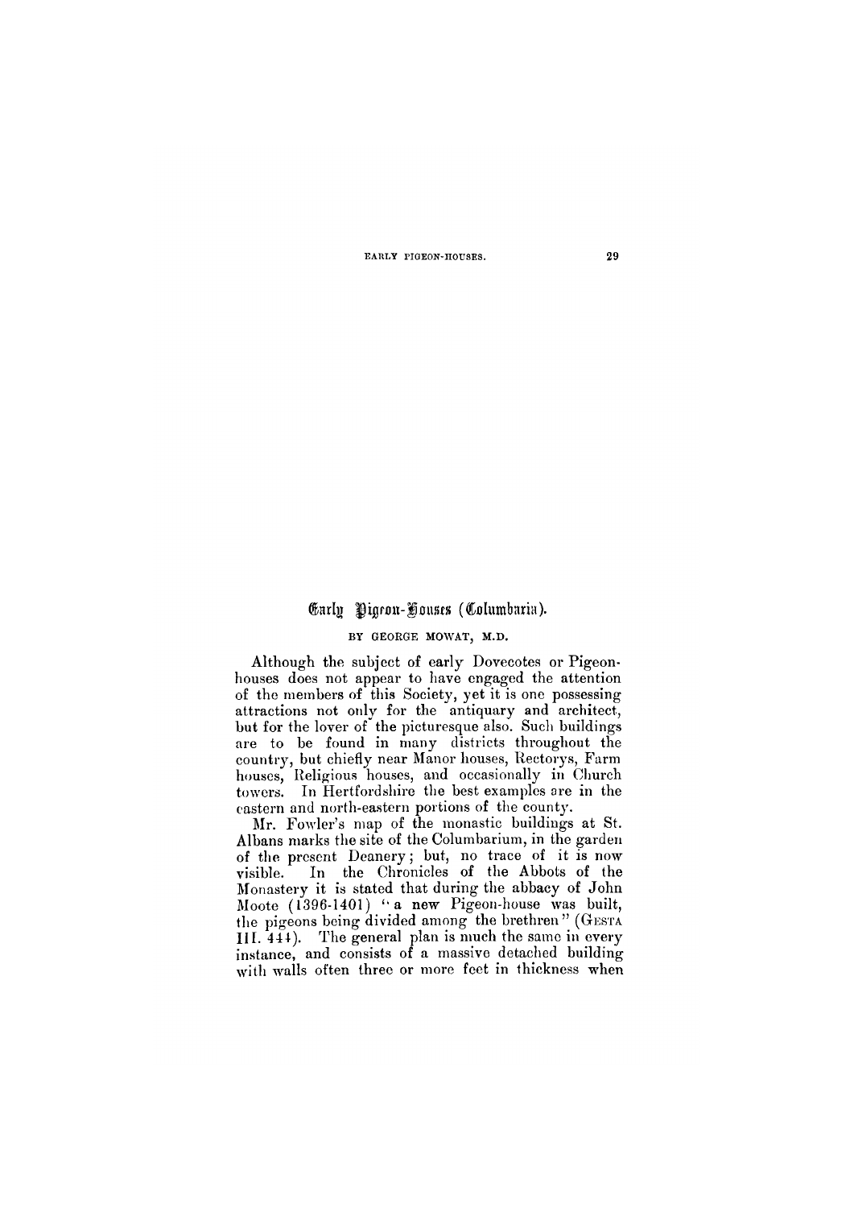# Early Pigeon-Houses (Columbaria).

BY GEORGE MOWAT, M.D.

Although the subject of early Dovecotes or Pigeon-houses does not appear to have engaged the attention of the members of this Society, yet it is one possessing attractions not only for the antiquary and architect, but for the lover of the picturesque also. Such buildings are to be found in many districts throughout the country, but chiefly near Manor houses, Rectorys, Farm houses, Religious houses, and occasionally in Church towers. In Hertfordshire the best examples are in the eastern and north-eastern portions of the county.

Mr. Fowler's map of the monastic buildings at St. Albans marks the site of the Columbarium, in the garden of the present Deanery; but, no trace of it is now visible. In the Chronicles of the Abbots of the Monastery it is stated that during the abbacy of John Moote (1396-1401) "a new Pigeon-house was built, the pigeons being divided among the brethren" (GESTA III. 444). The general plan is much the same in every instance, and consists of a massive detached building with walls often three or more feet in thickness when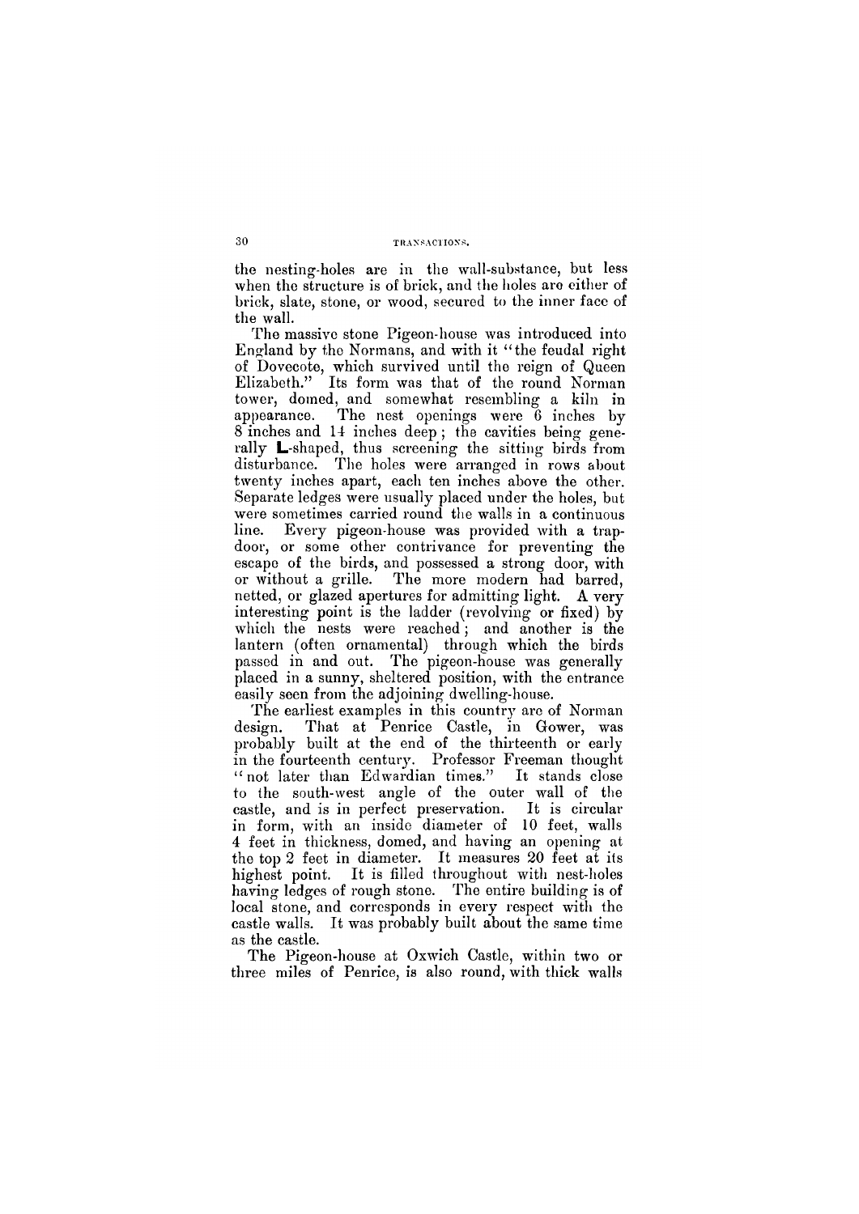the nesting-holes are in the wall-substance, but less when the structure is of brick, and the holes are either of brick, slate, stone, or wood, secured to the inner face of the wall.

The massive stone Pigeon-house was introduced into England by the Normans, and with it "the feudal right of Dovecote, which survived until the reign of Queen Elizabeth." Its form was that of the round Norman tower, domed, and somewhat resembling a kiln in appearance. The nest openings were 6 inches by 8 inches and 14 inches deep; the cavities being generally **L**-shaped, thus screening the sitting birds from disturbance. The holes were arranged in rows about twenty inches apart, each ten inches above the other. Separate ledges were usually placed under the holes, but were sometimes carried round the walls in a continuous line. Every pigeon-house was provided with a trap-door, or some other contrivance for preventing the escape of the birds, and possessed a strong door, with or without a grille. The more modern had barred, netted, or glazed apertures for admitting light. A very interesting point is the ladder (revolving or fixed) by which the nests were reached; and another is the lantern (often ornamental) through which the birds passed in and out. The pigeon-house was generally placed in a sunny, sheltered position, with the entrance easily seen from the adjoining dwelling-house.

The earliest examples in this country are of Norman design. That at Penrice Castle, in Gower, was probably built at the end of the thirteenth or early in the fourteenth century. Professor Freeman thought "not later than Edwardian times." It stands close to the south-west angle of the outer wall of the castle, and is in perfect preservation. It is circular in form, with an inside diameter of 10 feet, walls 4 feet in thickness, domed, and having an opening at the top 2 feet in diameter. It measures 20 feet at its highest point. It is filled throughout with nest-holes having ledges of rough stone. The entire building is of local stone, and corresponds in every respect with the castle walls. It was probably built about the same time as the castle.

The Pigeon-house at Oxwich Castle, within two or three miles of Penrice, is also round, with thick walls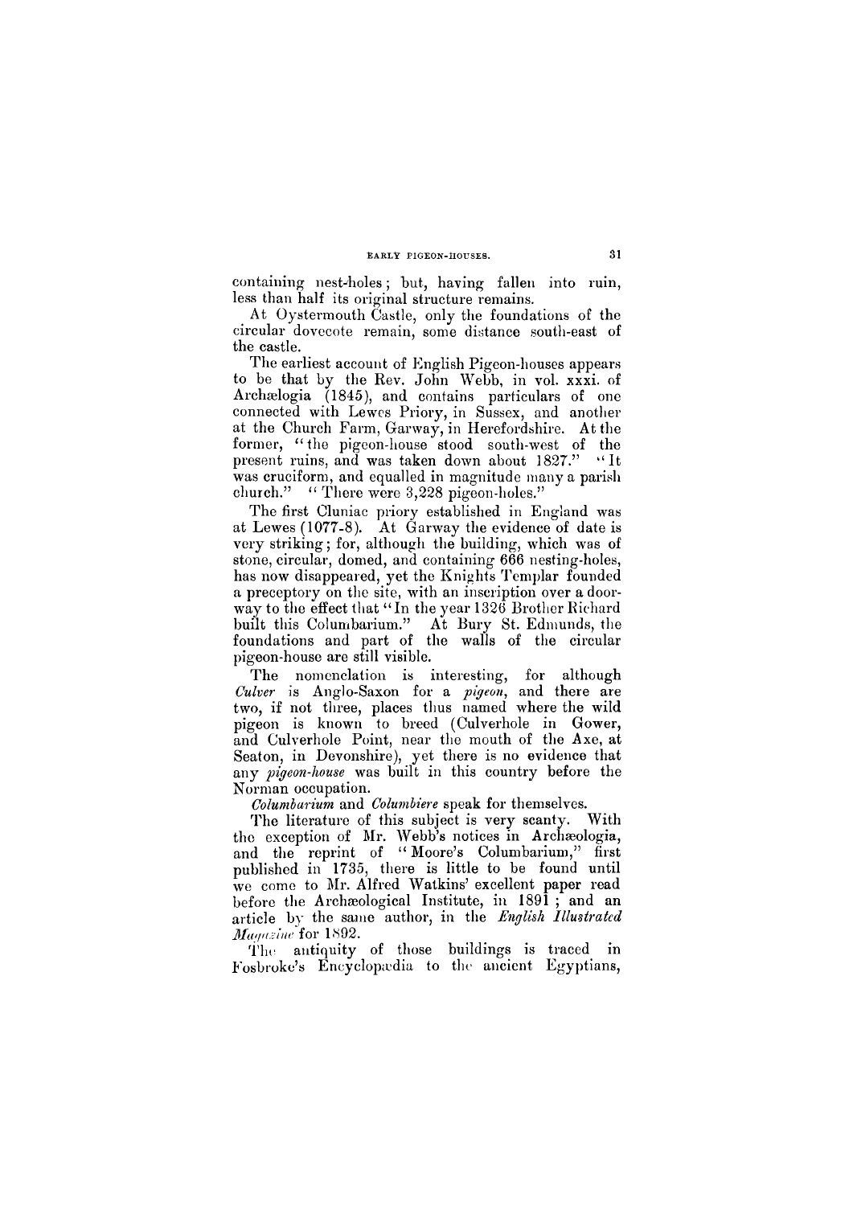containing nest-holes; but, having fallen into ruin, less than half its original structure remains.

At Oystermouth Castle, only the foundations of the circular dovecote remain, some distance south-east of the castle.

The earliest account of English Pigeon-houses appears to be that by the Rev. John Webb, in vol. xxxi. of Archælogia (1845), and contains particulars of one connected with Lewes Priory, in Sussex, and another at the Church Farm, Garway, in Herefordshire. At the former, "the pigeon-house stood south-west of the present ruins, and was taken down about 1827." "It was cruciform, and equalled in magnitude many a parish church." "There were 3,228 pigeon-holes."

The first Cluniac priory established in England was at Lewes (1077-8). At Garway the evidence of date is very striking; for, although the building, which was of stone, circular, domed, and containing 666 nesting-holes, has now disappeared, yet the Knights Templar founded a preceptory on the site, with an inscription over a doorway to the effect that "In the year 1326 Brother Richard built this Columbarium." At Bury St. Edmunds, the foundations and part of the walls of the circular pigeon-house are still visible.

The nomenclature is interesting, for although *Culver* is Anglo-Saxon for a *pigeon*, and there are two, if not three, places thus named where the wild pigeon is known to breed (Culverhole in Gower, and Culverhole Point, near the mouth of the Axe, at Seaton, in Devonshire), yet there is no evidence that any *pigeon-house* was built in this country before the Norman occupation.

*Columbarium* and *Columbiere* speak for themselves.

The literature of this subject is very scanty. With the exception of Mr. Webb's notices in Archæologia, and the reprint of "Moore's Columbarium," first published in 1735, there is little to be found until we come to Mr. Alfred Watkins' excellent paper read before the Archæological Institute, in 1891; and an article by the same author, in the *English Illustrated Magazine* for 1892.

The antiquity of those buildings is traced in Fosbroke's Encyclopædia to the ancient Egyptians,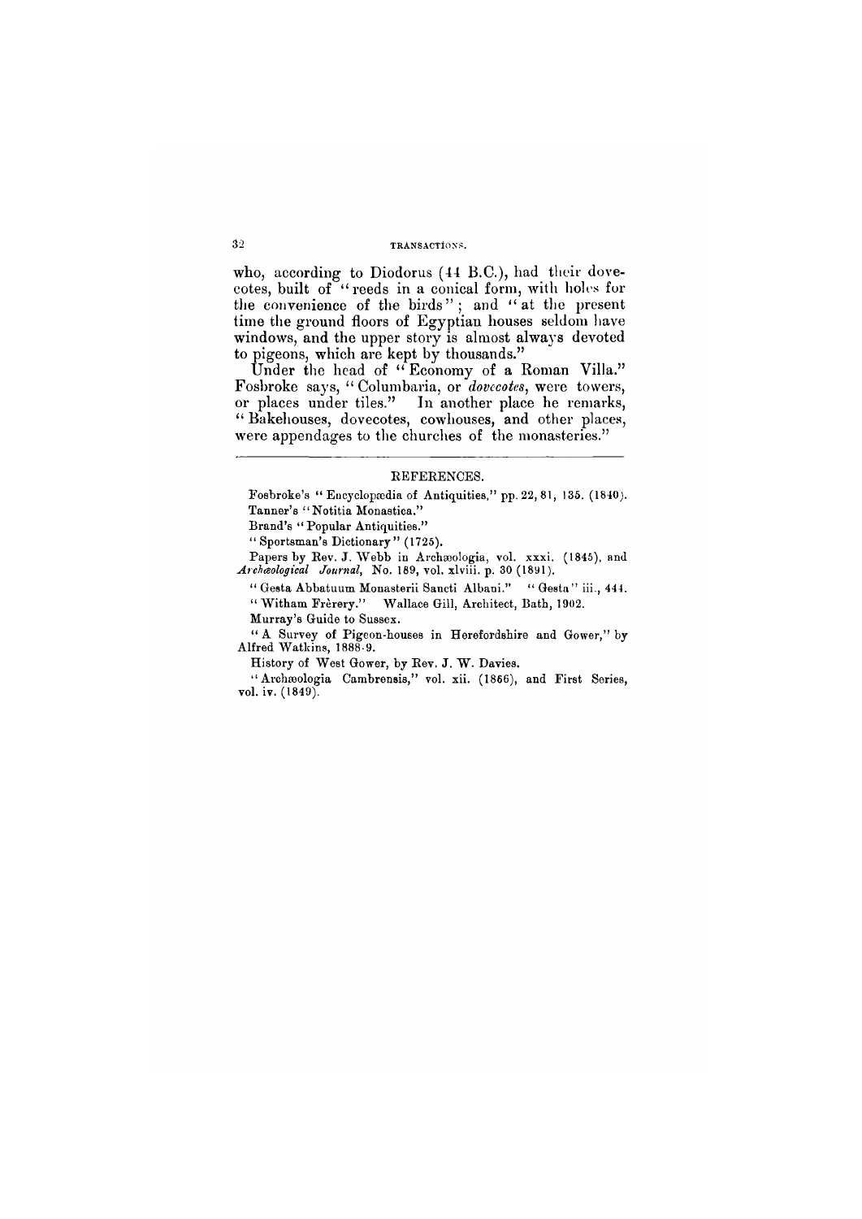who, according to Diodorus (44 B.C.), had their dovecotes, built of "reeds in a conical form, with holes for the convenience of the birds"; and "at the present time the ground floors of Egyptian houses seldom have windows, and the upper story is almost always devoted to pigeons, which are kept by thousands."

Under the head of "Economy of a Roman Villa." Fosbroke says, "Columbaria, or *dovecotes*, were towers, or places under tiles." In another place he remarks, "Bakehouses, dovecotes, cowhouses, and other places, were appendages to the churches of the monasteries."

---

## REFERENCES.

Fosbroke's "Encyclopædia of Antiquities," pp. 22, 81, 135. (1840).

Tanner's "Notitia Monastica."

Brand's "Popular Antiquities."

"Sportsman's Dictionary" (1725).

Papers by Rev. J. Webb in Archæologia, vol. xxxi. (1845), and *Archæological Journal*, No. 189, vol. xlviii. p. 30 (1891).

"Gesta Abbatuum Monasterii Sancti Albani." "Gesta" iii., 444.

"Witham Frèrery." Wallace Gill, Architect, Bath, 1902.

Murray's Guide to Sussex.

"A Survey of Pigeon-houses in Herefordshire and Gower," by Alfred Watkins, 1888-9.

History of West Gower, by Rev. J. W. Davies.

"Archæologia Cambrensis," vol. xii. (1866), and First Series, vol. iv. (1849).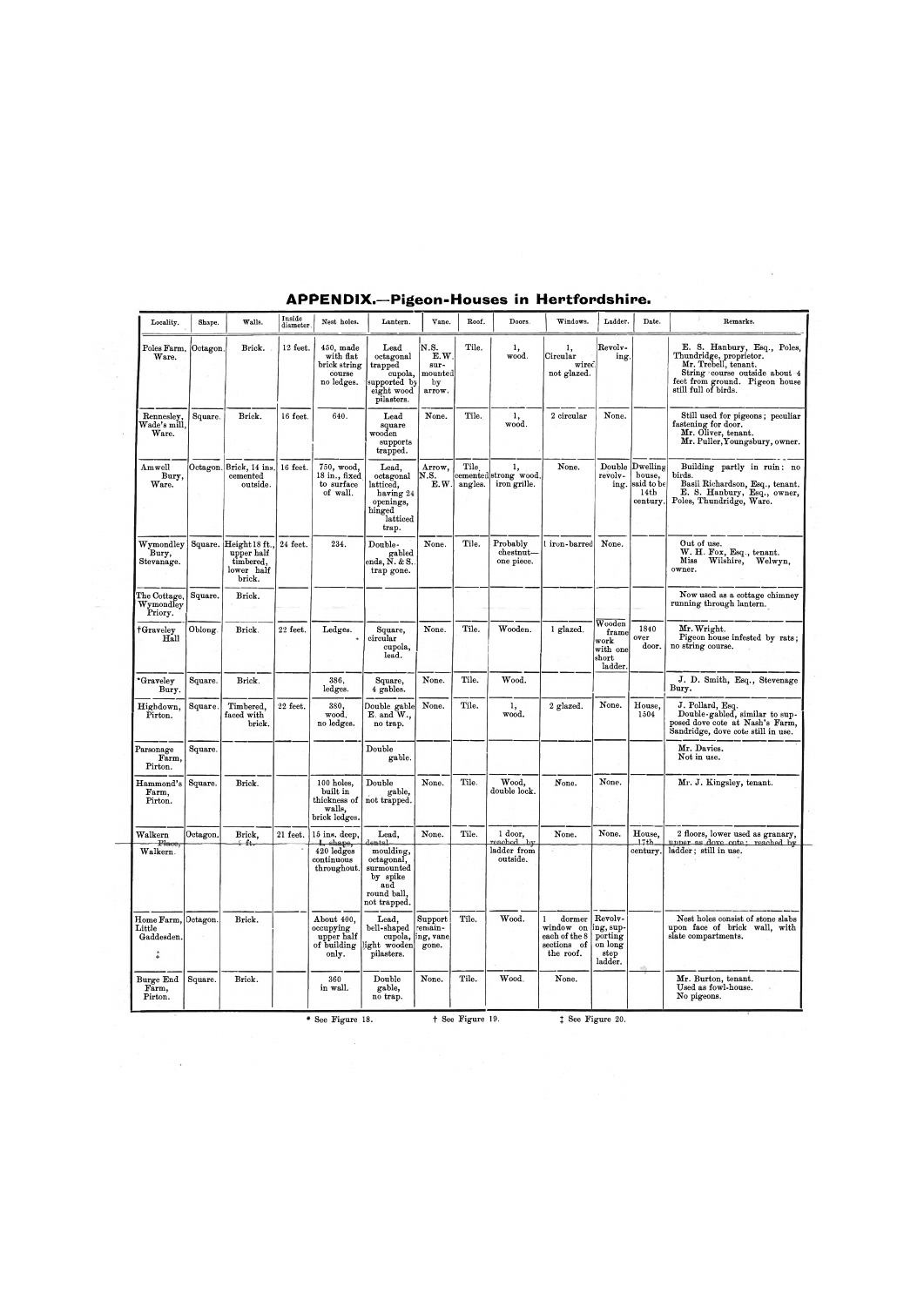# APPENDIX.—Pigeon-Houses in Hertfordshire.

| Locality. | Shape. | Walls. | Inside diameter. | Nest holes. | Lantern. | Vane. | Roof. | Doors. | Windows. | Ladder. | Date. | Remarks. |
|---|---|---|---|---|---|---|---|---|---|---|---|---|
| Poles Farm, Ware. | Octagon. | Brick. | 12 feet. | 450, made with flat brick string course no ledges. | Lead octagonal trapped cupola, supported by eight wood pilasters. | N.S. E.W. surmounted by arrow. | Tile. | 1, wood. | 1, Circular wired not glazed. | Revolving. | | E. S. Hanbury, Esq., Poles, Thundridge, proprietor. Mr. Trebell, tenant. String course outside about 4 feet from ground. Pigeon house still full of birds. |
| Rennesley, Wade's mill, Ware. | Square. | Brick. | 16 feet. | 640. | Lead square wooden supports trapped. | None. | Tile. | 1, wood. | 2 circular | None. | | Still used for pigeons; peculiar fastening for door. Mr. Oliver, tenant. Mr. Puller, Youngsbury, owner. |
| Amwell Bury, Ware. | Octagon. | Brick, 14 ins. cemented outside. | 16 feet. | 750, wood, 18 in., fixed to surface of wall. | Lead, octagonal latticed, having 24 openings, hinged latticed trap. | Arrow, N.S. E.W. | Tile, cemented angles. | 1, strong wood, iron grille. | None. | Double revolving. | Dwelling house, said to be 14th century. | Building partly in ruin: no birds. Basil Richardson, Esq., tenant. E. S. Hanbury, Esq., owner, Poles, Thundridge, Ware. |
| Wymondley Bury, Stevenage. | Square. | Height 18 ft., upper half timbered, lower half brick. | 24 feet. | 234. | Double-gabled ends, N. & S. trap gone. | None. | Tile. | Probably chestnut—one piece. | 1 iron-barred | None. | | Out of use. W. H. Fox, Esq., tenant. Miss Wilshire, Welwyn, owner. |
| The Cottage, Wymondley Priory. | Square. | Brick. | | | | | | | | | | Now used as a cottage chimney running through lantern. |
| †Graveley Hall | Oblong. | Brick. | 22 feet. | Ledges. | Square, circular cupola, lead. | None. | Tile. | Wooden. | 1 glazed. | Wooden frame work with one short ladder. | 1840 over door. | Mr. Wright. Pigeon house infested by rats; no string course. |
| *Graveley Bury. | Square. | Brick. | | 386, ledges. | Square, 4 gables. | None. | Tile. | Wood. | | | | J. D. Smith, Esq., Stevenage Bury. |
| Highdown, Pirton. | Square. | Timbered, faced with brick. | 22 feet. | 380, wood, no ledges. | Double gable E. and W., no trap. | None. | Tile. | 1, wood. | 2 glazed. | None. | House, 1504 | J. Pollard, Esq. Double-gabled, similar to supposed dove cote at Nash's Farm, Sandridge, dove cote still in use. |
| Parsonage Farm, Pirton. | Square. | | | | Double gable. | | | | | | | Mr. Davies. Not in use. |
| Hammond's Farm, Pirton. | Square. | Brick. | | 100 holes, built in thickness of walls, brick ledges. | Double gable, not trapped. | None. | Tile. | Wood, double lock. | None. | None. | | Mr. J. Kingsley, tenant. |
| Walkern Place, Walkern. | Octagon. | Brick, 4 ft. | 21 feet. | 15 ins. deep, L shape, 420 ledges continuous throughout. | Lead, dental moulding, octagonal, surmounted by spike and round ball, not trapped. | None. | Tile. | 1 door, reached by ladder from outside. | None. | None. | House, 17th century. | 2 floors, lower used as granary, upper as dove cote; reached by ladder; still in use. |
| Home Farm, Little Gaddesden. ‡ | Octagon. | Brick. | | About 400, occupying upper half of building only. | Lead, bell-shaped cupola, light wooden pilasters. | Support remaining, vane gone. | Tile. | Wood. | 1 dormer window on each of the 8 sections of the roof. | Revolving, supporting on long step ladder. | | Nest holes consist of stone slabs upon face of brick wall, with slate compartments. |
| Burge End Farm, Pirton. | Square. | Brick. | | 360 in wall. | Double gable, no trap. | None. | Tile. | Wood. | None. | | | Mr. Burton, tenant. Used as fowl-house. No pigeons. |

\* See Figure 18. † See Figure 19. ‡ See Figure 20.